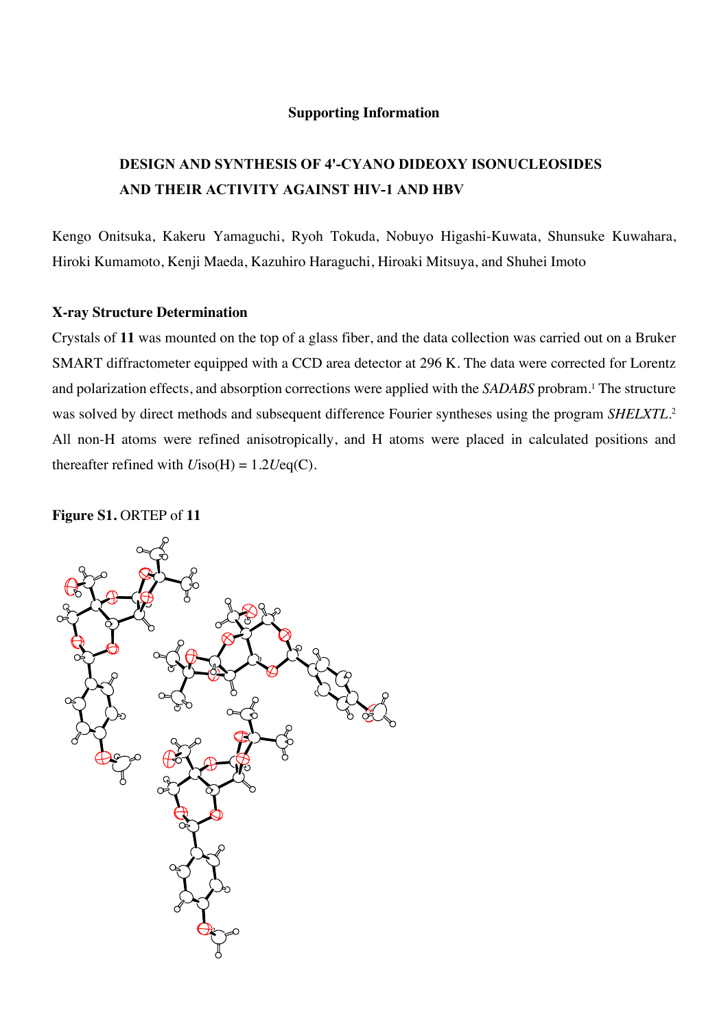**Supporting Information**

# DESIGN AND SYNTHESIS OF 4'-CYANO DIDEOXY ISONUCLEOSIDES AND THEIR ACTIVITY AGAINST HIV-1 AND HBV

Kengo Onitsuka, Kakeru Yamaguchi, Ryoh Tokuda, Nobuyo Higashi-Kuwata, Shunsuke Kuwahara, Hiroki Kumamoto, Kenji Maeda, Kazuhiro Haraguchi, Hiroaki Mitsuya, and Shuhei Imoto

## X-ray Structure Determination

Crystals of **11** was mounted on the top of a glass fiber, and the data collection was carried out on a Bruker SMART diffractometer equipped with a CCD area detector at 296 K. The data were corrected for Lorentz and polarization effects, and absorption corrections were applied with the *SADABS* probram.[1] The structure was solved by direct methods and subsequent difference Fourier syntheses using the program *SHELXTL*.[2] All non-H atoms were refined anisotropically, and H atoms were placed in calculated positions and thereafter refined with $U$iso(H) = 1.2$U$eq(C).

**Figure S1.** ORTEP of **11**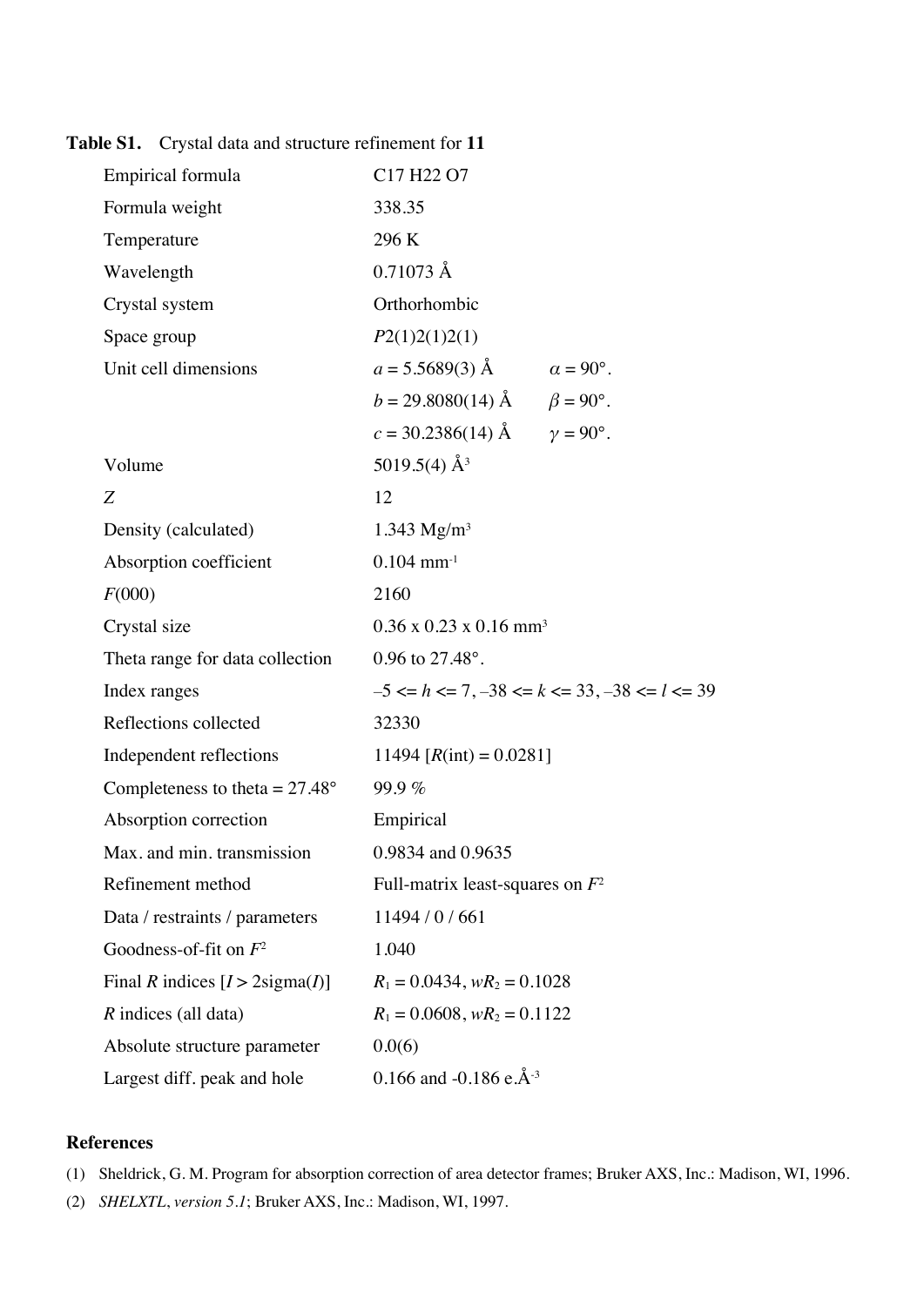**Table S1.** Crystal data and structure refinement for **11**

| | | |
|---|---|---|
| Empirical formula | C17 H22 O7 | |
| Formula weight | 338.35 | |
| Temperature | 296 K | |
| Wavelength | 0.71073 Å | |
| Crystal system | Orthorhombic | |
| Space group | *P*2(1)2(1)2(1) | |
| Unit cell dimensions | $a$ = 5.5689(3) Å | $\alpha$ = 90°. |
| | $b$ = 29.8080(14) Å | $\beta$ = 90°. |
| | $c$ = 30.2386(14) Å | $\gamma$ = 90°. |
| Volume | 5019.5(4) Å$^3$ | |
| $Z$ | 12 | |
| Density (calculated) | 1.343 Mg/m$^3$ | |
| Absorption coefficient | 0.104 mm$^{-1}$ | |
| $F$(000) | 2160 | |
| Crystal size | 0.36 x 0.23 x 0.16 mm$^3$ | |
| Theta range for data collection | 0.96 to 27.48°. | |
| Index ranges | $-5 <= h <= 7$, $-38 <= k <= 33$, $-38 <= l <= 39$ | |
| Reflections collected | 32330 | |
| Independent reflections | 11494 [$R$(int) = 0.0281] | |
| Completeness to theta = 27.48° | 99.9 % | |
| Absorption correction | Empirical | |
| Max. and min. transmission | 0.9834 and 0.9635 | |
| Refinement method | Full-matrix least-squares on $F^2$ | |
| Data / restraints / parameters | 11494 / 0 / 661 | |
| Goodness-of-fit on $F^2$ | 1.040 | |
| Final $R$ indices [$I > 2$sigma($I$)] | $R_1 = 0.0434$, $wR_2 = 0.1028$ | |
| $R$ indices (all data) | $R_1 = 0.0608$, $wR_2 = 0.1122$ | |
| Absolute structure parameter | 0.0(6) | |
| Largest diff. peak and hole | 0.166 and -0.186 e.Å$^{-3}$ | |

## References

(1) Sheldrick, G. M. Program for absorption correction of area detector frames; Bruker AXS, Inc.: Madison, WI, 1996.

(2) *SHELXTL*, *version 5.1*; Bruker AXS, Inc.: Madison, WI, 1997.